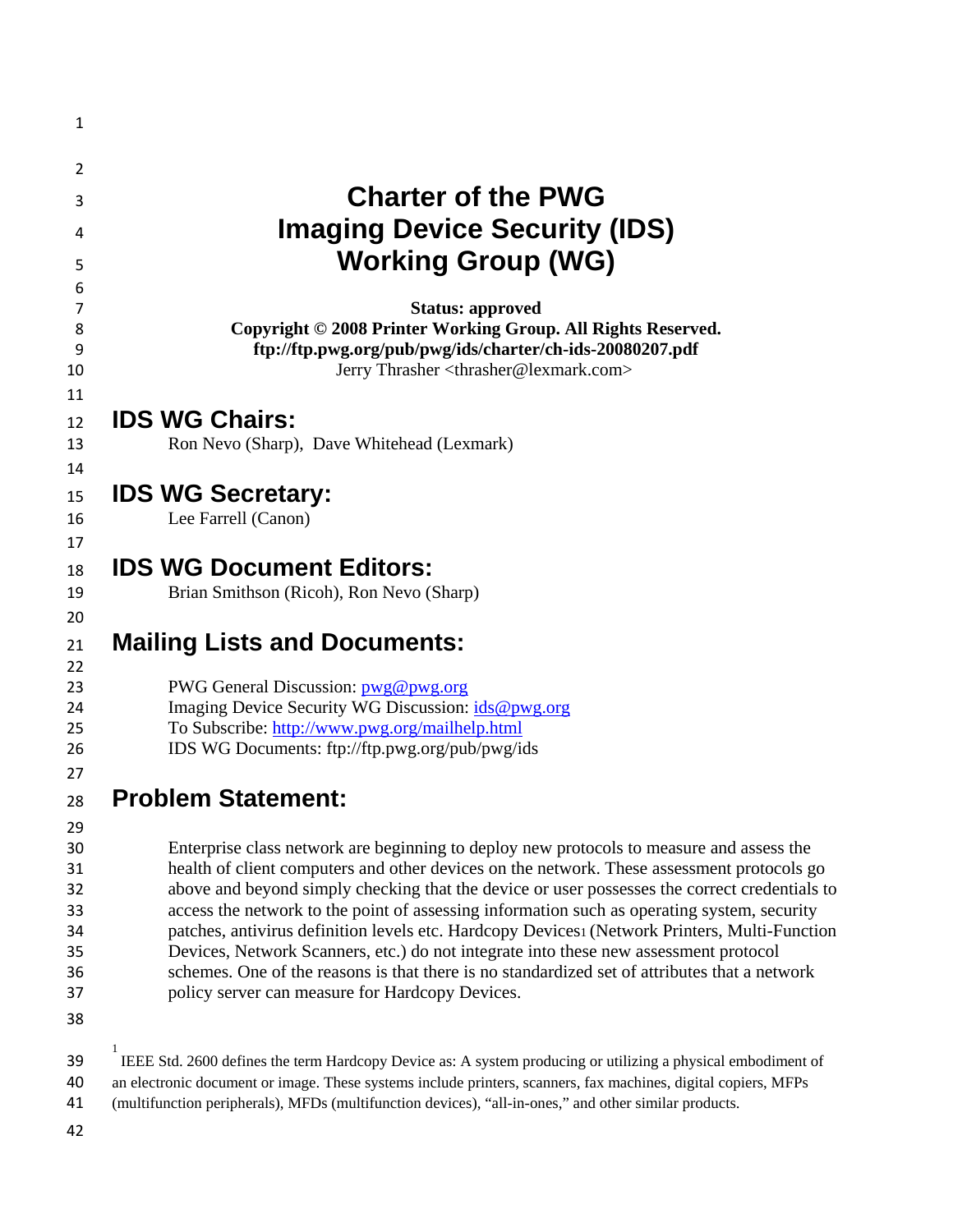# Charter of the PWG Imaging Device Security (IDS) Working Group (WG)

**Status: approved**
**Copyright © 2008 Printer Working Group. All Rights Reserved.**
**ftp://ftp.pwg.org/pub/pwg/ids/charter/ch-ids-20080207.pdf**
Jerry Thrasher <thrasher@lexmark.com>

## IDS WG Chairs:

Ron Nevo (Sharp), Dave Whitehead (Lexmark)

## IDS WG Secretary:

Lee Farrell (Canon)

## IDS WG Document Editors:

Brian Smithson (Ricoh), Ron Nevo (Sharp)

## Mailing Lists and Documents:

PWG General Discussion: pwg@pwg.org
Imaging Device Security WG Discussion: ids@pwg.org
To Subscribe: http://www.pwg.org/mailhelp.html
IDS WG Documents: ftp://ftp.pwg.org/pub/pwg/ids

## Problem Statement:

Enterprise class network are beginning to deploy new protocols to measure and assess the health of client computers and other devices on the network. These assessment protocols go above and beyond simply checking that the device or user possesses the correct credentials to access the network to the point of assessing information such as operating system, security patches, antivirus definition levels etc. Hardcopy Devices[1] (Network Printers, Multi-Function Devices, Network Scanners, etc.) do not integrate into these new assessment protocol schemes. One of the reasons is that there is no standardized set of attributes that a network policy server can measure for Hardcopy Devices.

[1] IEEE Std. 2600 defines the term Hardcopy Device as: A system producing or utilizing a physical embodiment of an electronic document or image. These systems include printers, scanners, fax machines, digital copiers, MFPs (multifunction peripherals), MFDs (multifunction devices), "all-in-ones," and other similar products.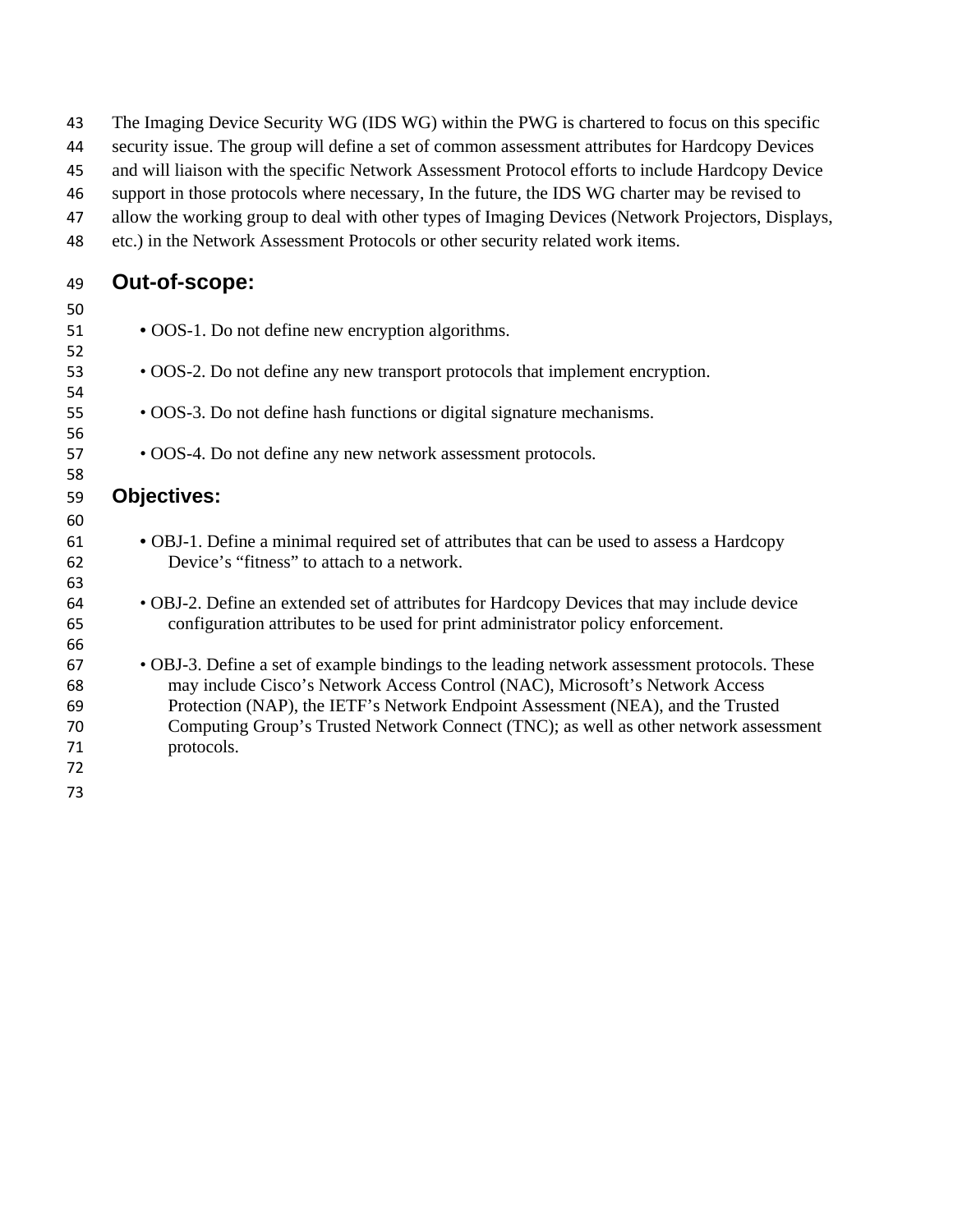The Imaging Device Security WG (IDS WG) within the PWG is chartered to focus on this specific security issue. The group will define a set of common assessment attributes for Hardcopy Devices and will liaison with the specific Network Assessment Protocol efforts to include Hardcopy Device support in those protocols where necessary, In the future, the IDS WG charter may be revised to allow the working group to deal with other types of Imaging Devices (Network Projectors, Displays, etc.) in the Network Assessment Protocols or other security related work items.

## Out-of-scope:

- OOS-1. Do not define new encryption algorithms.
- OOS-2. Do not define any new transport protocols that implement encryption.
- OOS-3. Do not define hash functions or digital signature mechanisms.
- OOS-4. Do not define any new network assessment protocols.

## Objectives:

- OBJ-1. Define a minimal required set of attributes that can be used to assess a Hardcopy Device's "fitness" to attach to a network.
- OBJ-2. Define an extended set of attributes for Hardcopy Devices that may include device configuration attributes to be used for print administrator policy enforcement.
- OBJ-3. Define a set of example bindings to the leading network assessment protocols. These may include Cisco's Network Access Control (NAC), Microsoft's Network Access Protection (NAP), the IETF's Network Endpoint Assessment (NEA), and the Trusted Computing Group's Trusted Network Connect (TNC); as well as other network assessment protocols.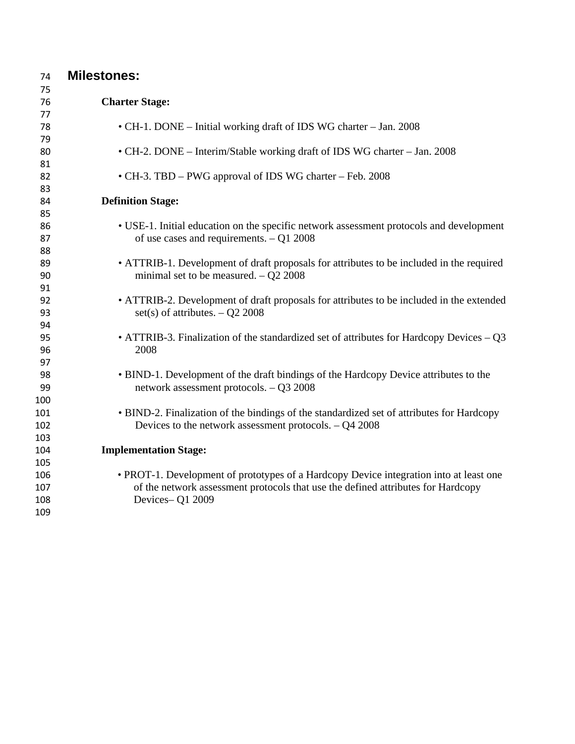## Milestones:

**Charter Stage:**

- CH-1. DONE – Initial working draft of IDS WG charter – Jan. 2008

- CH-2. DONE – Interim/Stable working draft of IDS WG charter – Jan. 2008

- CH-3. TBD – PWG approval of IDS WG charter – Feb. 2008

**Definition Stage:**

- USE-1. Initial education on the specific network assessment protocols and development of use cases and requirements. – Q1 2008

- ATTRIB-1. Development of draft proposals for attributes to be included in the required minimal set to be measured. – Q2 2008

- ATTRIB-2. Development of draft proposals for attributes to be included in the extended set(s) of attributes. – Q2 2008

- ATTRIB-3. Finalization of the standardized set of attributes for Hardcopy Devices – Q3 2008

- BIND-1. Development of the draft bindings of the Hardcopy Device attributes to the network assessment protocols. – Q3 2008

- BIND-2. Finalization of the bindings of the standardized set of attributes for Hardcopy Devices to the network assessment protocols. – Q4 2008

**Implementation Stage:**

- PROT-1. Development of prototypes of a Hardcopy Device integration into at least one of the network assessment protocols that use the defined attributes for Hardcopy Devices– Q1 2009